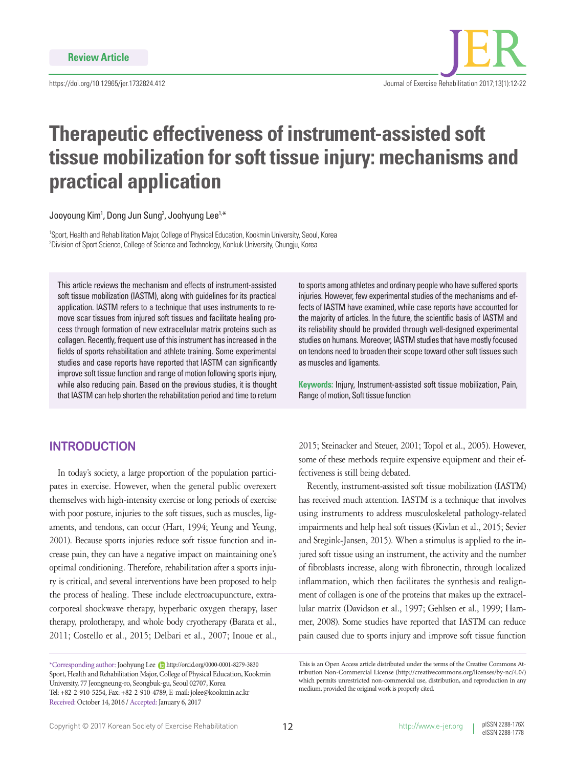Review Article

https://doi.org/10.12965/jer.1732824.412

# Therapeutic effectiveness of instrument-assisted soft tissue mobilization for soft tissue injury: mechanisms and practical application

Jooyoung Kim[1], Dong Jun Sung[2], Joohyung Lee[1,*]

[1]Sport, Health and Rehabilitation Major, College of Physical Education, Kookmin University, Seoul, Korea
[2]Division of Sport Science, College of Science and Technology, Konkuk University, Chungju, Korea

This article reviews the mechanism and effects of instrument-assisted soft tissue mobilization (IASTM), along with guidelines for its practical application. IASTM refers to a technique that uses instruments to remove scar tissues from injured soft tissues and facilitate healing process through formation of new extracellular matrix proteins such as collagen. Recently, frequent use of this instrument has increased in the fields of sports rehabilitation and athlete training. Some experimental studies and case reports have reported that IASTM can significantly improve soft tissue function and range of motion following sports injury, while also reducing pain. Based on the previous studies, it is thought that IASTM can help shorten the rehabilitation period and time to return to sports among athletes and ordinary people who have suffered sports injuries. However, few experimental studies of the mechanisms and effects of IASTM have examined, while case reports have accounted for the majority of articles. In the future, the scientific basis of IASTM and its reliability should be provided through well-designed experimental studies on humans. Moreover, IASTM studies that have mostly focused on tendons need to broaden their scope toward other soft tissues such as muscles and ligaments.

**Keywords:** Injury, Instrument-assisted soft tissue mobilization, Pain, Range of motion, Soft tissue function

## INTRODUCTION

In today's society, a large proportion of the population participates in exercise. However, when the general public overexert themselves with high-intensity exercise or long periods of exercise with poor posture, injuries to the soft tissues, such as muscles, ligaments, and tendons, can occur (Hart, 1994; Yeung and Yeung, 2001). Because sports injuries reduce soft tissue function and increase pain, they can have a negative impact on maintaining one's optimal conditioning. Therefore, rehabilitation after a sports injury is critical, and several interventions have been proposed to help the process of healing. These include electroacupuncture, extracorporeal shockwave therapy, hyperbaric oxygen therapy, laser therapy, prolotherapy, and whole body cryotherapy (Barata et al., 2011; Costello et al., 2015; Delbari et al., 2007; Inoue et al., 2015; Steinacker and Steuer, 2001; Topol et al., 2005). However, some of these methods require expensive equipment and their effectiveness is still being debated.

Recently, instrument-assisted soft tissue mobilization (IASTM) has received much attention. IASTM is a technique that involves using instruments to address musculoskeletal pathology-related impairments and help heal soft tissues (Kivlan et al., 2015; Sevier and Stegink-Jansen, 2015). When a stimulus is applied to the injured soft tissue using an instrument, the activity and the number of fibroblasts increase, along with fibronectin, through localized inflammation, which then facilitates the synthesis and realignment of collagen is one of the proteins that makes up the extracellular matrix (Davidson et al., 1997; Gehlsen et al., 1999; Hammer, 2008). Some studies have reported that IASTM can reduce pain caused due to sports injury and improve soft tissue function

*Corresponding author: Joohyung Lee http://orcid.org/0000-0001-8279-3830
Sport, Health and Rehabilitation Major, College of Physical Education, Kookmin University, 77 Jeongneung-ro, Seongbuk-gu, Seoul 02707, Korea
Tel: +82-2-910-5254, Fax: +82-2-910-4789, E-mail: jolee@kookmin.ac.kr
Received: October 14, 2016 / Accepted: January 6, 2017

This is an Open Access article distributed under the terms of the Creative Commons Attribution Non-Commercial License (http://creativecommons.org/licenses/by-nc/4.0/) which permits unrestricted non-commercial use, distribution, and reproduction in any medium, provided the original work is properly cited.

Copyright © 2017 Korean Society of Exercise Rehabilitation

http://www.e-jer.org

pISSN 2288-176X
eISSN 2288-1778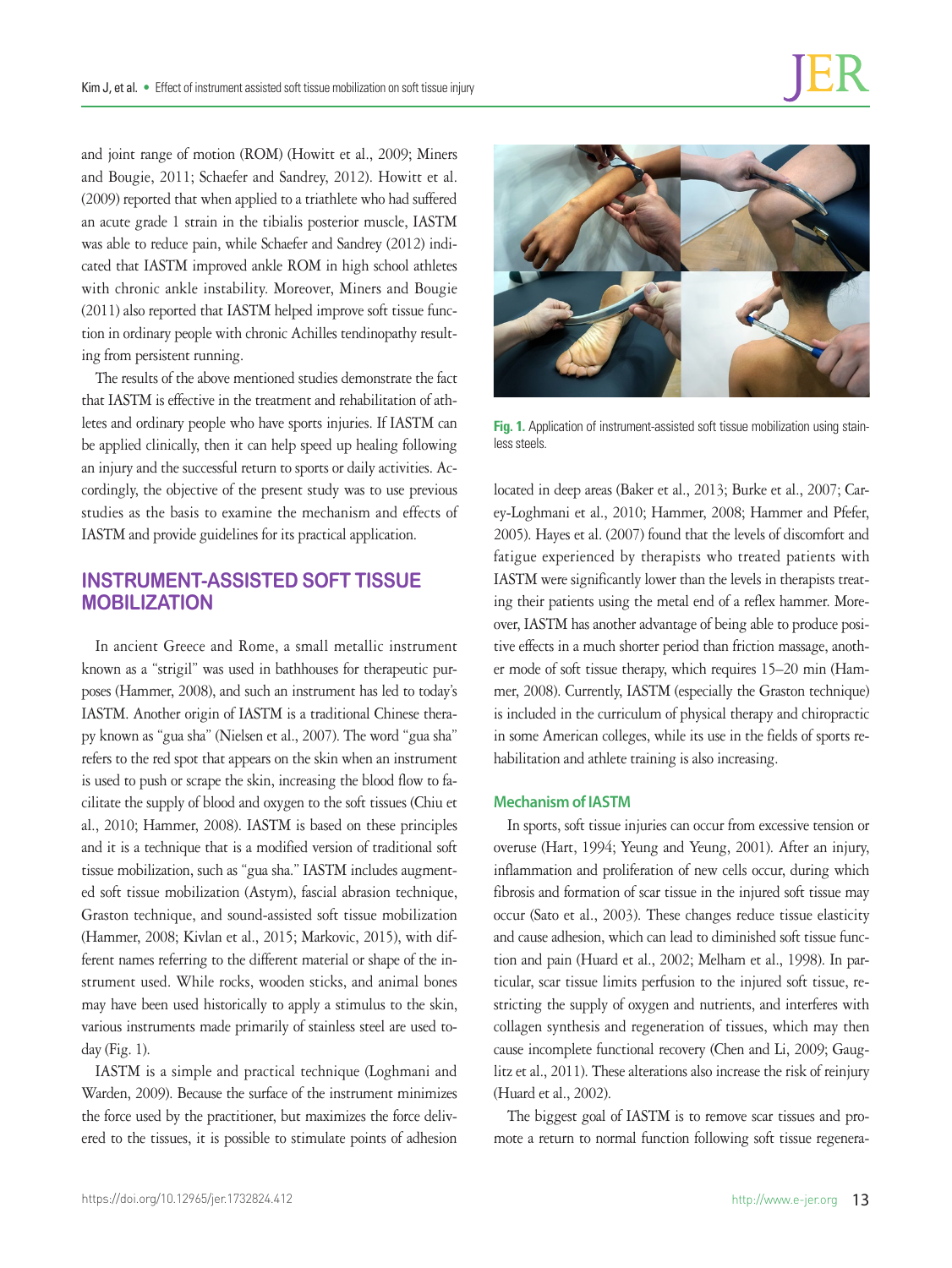and joint range of motion (ROM) (Howitt et al., 2009; Miners and Bougie, 2011; Schaefer and Sandrey, 2012). Howitt et al. (2009) reported that when applied to a triathlete who had suffered an acute grade 1 strain in the tibialis posterior muscle, IASTM was able to reduce pain, while Schaefer and Sandrey (2012) indicated that IASTM improved ankle ROM in high school athletes with chronic ankle instability. Moreover, Miners and Bougie (2011) also reported that IASTM helped improve soft tissue function in ordinary people with chronic Achilles tendinopathy resulting from persistent running.

The results of the above mentioned studies demonstrate the fact that IASTM is effective in the treatment and rehabilitation of athletes and ordinary people who have sports injuries. If IASTM can be applied clinically, then it can help speed up healing following an injury and the successful return to sports or daily activities. Accordingly, the objective of the present study was to use previous studies as the basis to examine the mechanism and effects of IASTM and provide guidelines for its practical application.

## INSTRUMENT-ASSISTED SOFT TISSUE MOBILIZATION

In ancient Greece and Rome, a small metallic instrument known as a "strigil" was used in bathhouses for therapeutic purposes (Hammer, 2008), and such an instrument has led to today's IASTM. Another origin of IASTM is a traditional Chinese therapy known as "gua sha" (Nielsen et al., 2007). The word "gua sha" refers to the red spot that appears on the skin when an instrument is used to push or scrape the skin, increasing the blood flow to facilitate the supply of blood and oxygen to the soft tissues (Chiu et al., 2010; Hammer, 2008). IASTM is based on these principles and it is a technique that is a modified version of traditional soft tissue mobilization, such as "gua sha." IASTM includes augmented soft tissue mobilization (Astym), fascial abrasion technique, Graston technique, and sound-assisted soft tissue mobilization (Hammer, 2008; Kivlan et al., 2015; Markovic, 2015), with different names referring to the different material or shape of the instrument used. While rocks, wooden sticks, and animal bones may have been used historically to apply a stimulus to the skin, various instruments made primarily of stainless steel are used today (Fig. 1).

IASTM is a simple and practical technique (Loghmani and Warden, 2009). Because the surface of the instrument minimizes the force used by the practitioner, but maximizes the force delivered to the tissues, it is possible to stimulate points of adhesion located in deep areas (Baker et al., 2013; Burke et al., 2007; Carey-Loghmani et al., 2010; Hammer, 2008; Hammer and Pfefer, 2005). Hayes et al. (2007) found that the levels of discomfort and fatigue experienced by therapists who treated patients with IASTM were significantly lower than the levels in therapists treating their patients using the metal end of a reflex hammer. Moreover, IASTM has another advantage of being able to produce positive effects in a much shorter period than friction massage, another mode of soft tissue therapy, which requires 15–20 min (Hammer, 2008). Currently, IASTM (especially the Graston technique) is included in the curriculum of physical therapy and chiropractic in some American colleges, while its use in the fields of sports rehabilitation and athlete training is also increasing.

**Fig. 1.** Application of instrument-assisted soft tissue mobilization using stainless steels.

### Mechanism of IASTM

In sports, soft tissue injuries can occur from excessive tension or overuse (Hart, 1994; Yeung and Yeung, 2001). After an injury, inflammation and proliferation of new cells occur, during which fibrosis and formation of scar tissue in the injured soft tissue may occur (Sato et al., 2003). These changes reduce tissue elasticity and cause adhesion, which can lead to diminished soft tissue function and pain (Huard et al., 2002; Melham et al., 1998). In particular, scar tissue limits perfusion to the injured soft tissue, restricting the supply of oxygen and nutrients, and interferes with collagen synthesis and regeneration of tissues, which may then cause incomplete functional recovery (Chen and Li, 2009; Gauglitz et al., 2011). These alterations also increase the risk of reinjury (Huard et al., 2002).

The biggest goal of IASTM is to remove scar tissues and promote a return to normal function following soft tissue regenera-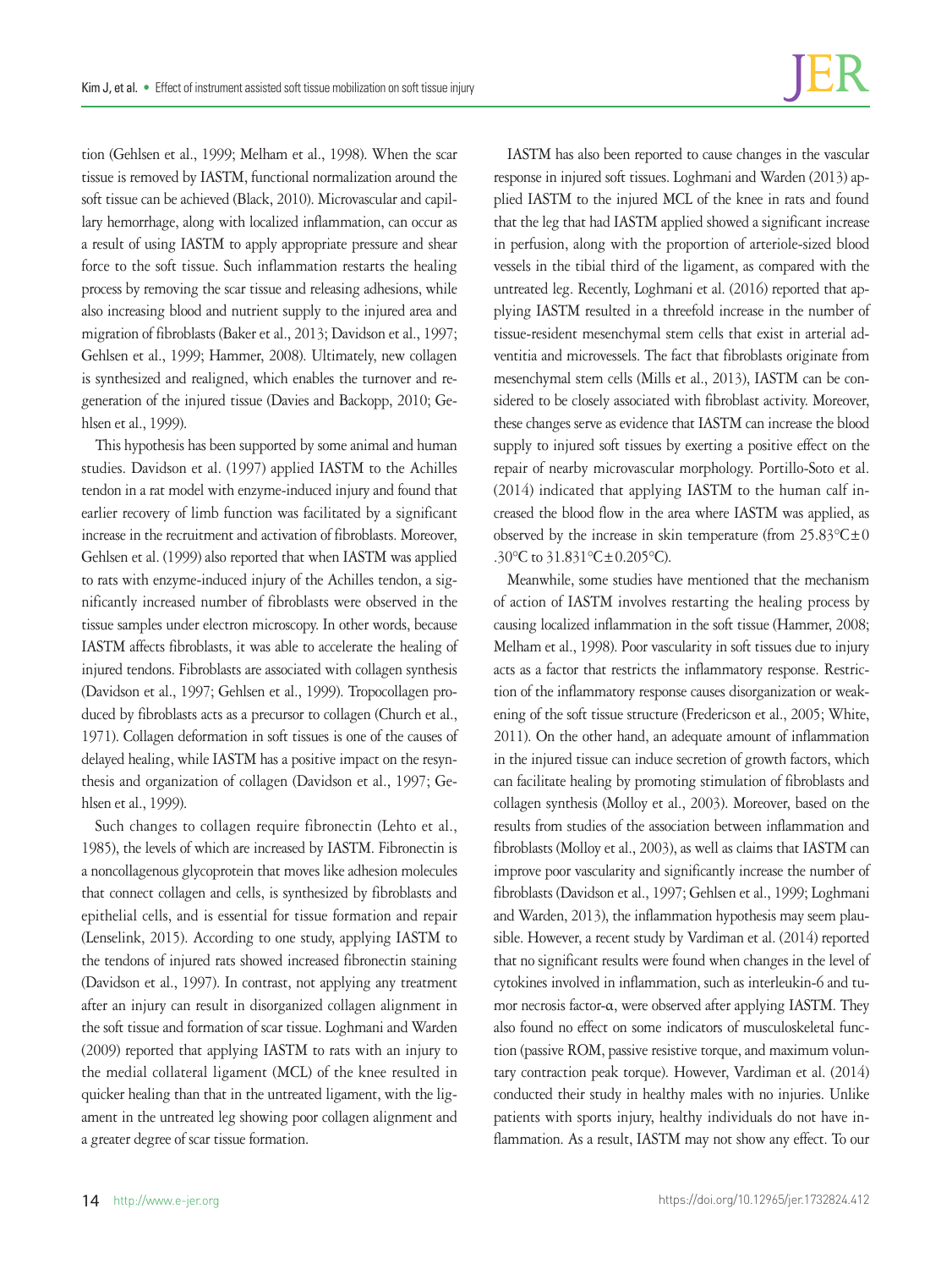tion (Gehlsen et al., 1999; Melham et al., 1998). When the scar tissue is removed by IASTM, functional normalization around the soft tissue can be achieved (Black, 2010). Microvascular and capillary hemorrhage, along with localized inflammation, can occur as a result of using IASTM to apply appropriate pressure and shear force to the soft tissue. Such inflammation restarts the healing process by removing the scar tissue and releasing adhesions, while also increasing blood and nutrient supply to the injured area and migration of fibroblasts (Baker et al., 2013; Davidson et al., 1997; Gehlsen et al., 1999; Hammer, 2008). Ultimately, new collagen is synthesized and realigned, which enables the turnover and regeneration of the injured tissue (Davies and Backopp, 2010; Gehlsen et al., 1999).

This hypothesis has been supported by some animal and human studies. Davidson et al. (1997) applied IASTM to the Achilles tendon in a rat model with enzyme-induced injury and found that earlier recovery of limb function was facilitated by a significant increase in the recruitment and activation of fibroblasts. Moreover, Gehlsen et al. (1999) also reported that when IASTM was applied to rats with enzyme-induced injury of the Achilles tendon, a significantly increased number of fibroblasts were observed in the tissue samples under electron microscopy. In other words, because IASTM affects fibroblasts, it was able to accelerate the healing of injured tendons. Fibroblasts are associated with collagen synthesis (Davidson et al., 1997; Gehlsen et al., 1999). Tropocollagen produced by fibroblasts acts as a precursor to collagen (Church et al., 1971). Collagen deformation in soft tissues is one of the causes of delayed healing, while IASTM has a positive impact on the resynthesis and organization of collagen (Davidson et al., 1997; Gehlsen et al., 1999).

Such changes to collagen require fibronectin (Lehto et al., 1985), the levels of which are increased by IASTM. Fibronectin is a noncollagenous glycoprotein that moves like adhesion molecules that connect collagen and cells, is synthesized by fibroblasts and epithelial cells, and is essential for tissue formation and repair (Lenselink, 2015). According to one study, applying IASTM to the tendons of injured rats showed increased fibronectin staining (Davidson et al., 1997). In contrast, not applying any treatment after an injury can result in disorganized collagen alignment in the soft tissue and formation of scar tissue. Loghmani and Warden (2009) reported that applying IASTM to rats with an injury to the medial collateral ligament (MCL) of the knee resulted in quicker healing than that in the untreated ligament, with the ligament in the untreated leg showing poor collagen alignment and a greater degree of scar tissue formation.

IASTM has also been reported to cause changes in the vascular response in injured soft tissues. Loghmani and Warden (2013) applied IASTM to the injured MCL of the knee in rats and found that the leg that had IASTM applied showed a significant increase in perfusion, along with the proportion of arteriole-sized blood vessels in the tibial third of the ligament, as compared with the untreated leg. Recently, Loghmani et al. (2016) reported that applying IASTM resulted in a threefold increase in the number of tissue-resident mesenchymal stem cells that exist in arterial adventitia and microvessels. The fact that fibroblasts originate from mesenchymal stem cells (Mills et al., 2013), IASTM can be considered to be closely associated with fibroblast activity. Moreover, these changes serve as evidence that IASTM can increase the blood supply to injured soft tissues by exerting a positive effect on the repair of nearby microvascular morphology. Portillo-Soto et al. (2014) indicated that applying IASTM to the human calf increased the blood flow in the area where IASTM was applied, as observed by the increase in skin temperature (from 25.83°C±0.30°C to 31.831°C±0.205°C).

Meanwhile, some studies have mentioned that the mechanism of action of IASTM involves restarting the healing process by causing localized inflammation in the soft tissue (Hammer, 2008; Melham et al., 1998). Poor vascularity in soft tissues due to injury acts as a factor that restricts the inflammatory response. Restriction of the inflammatory response causes disorganization or weakening of the soft tissue structure (Fredericson et al., 2005; White, 2011). On the other hand, an adequate amount of inflammation in the injured tissue can induce secretion of growth factors, which can facilitate healing by promoting stimulation of fibroblasts and collagen synthesis (Molloy et al., 2003). Moreover, based on the results from studies of the association between inflammation and fibroblasts (Molloy et al., 2003), as well as claims that IASTM can improve poor vascularity and significantly increase the number of fibroblasts (Davidson et al., 1997; Gehlsen et al., 1999; Loghmani and Warden, 2013), the inflammation hypothesis may seem plausible. However, a recent study by Vardiman et al. (2014) reported that no significant results were found when changes in the level of cytokines involved in inflammation, such as interleukin-6 and tumor necrosis factor-α, were observed after applying IASTM. They also found no effect on some indicators of musculoskeletal function (passive ROM, passive resistive torque, and maximum voluntary contraction peak torque). However, Vardiman et al. (2014) conducted their study in healthy males with no injuries. Unlike patients with sports injury, healthy individuals do not have inflammation. As a result, IASTM may not show any effect. To our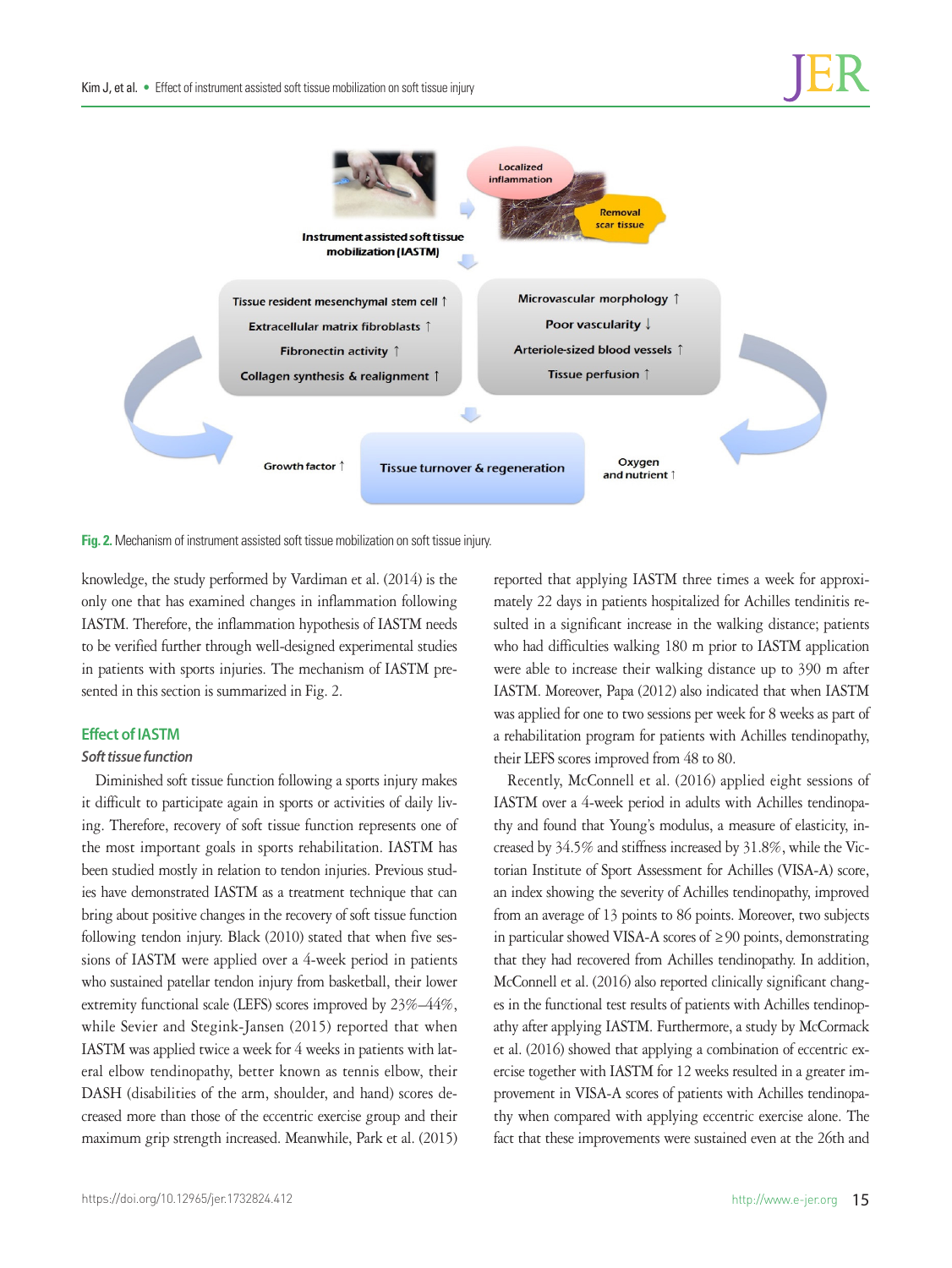Fig. 2. Mechanism of instrument assisted soft tissue mobilization on soft tissue injury.

knowledge, the study performed by Vardiman et al. (2014) is the only one that has examined changes in inflammation following IASTM. Therefore, the inflammation hypothesis of IASTM needs to be verified further through well-designed experimental studies in patients with sports injuries. The mechanism of IASTM presented in this section is summarized in Fig. 2.

## Effect of IASTM

### *Soft tissue function*

Diminished soft tissue function following a sports injury makes it difficult to participate again in sports or activities of daily living. Therefore, recovery of soft tissue function represents one of the most important goals in sports rehabilitation. IASTM has been studied mostly in relation to tendon injuries. Previous studies have demonstrated IASTM as a treatment technique that can bring about positive changes in the recovery of soft tissue function following tendon injury. Black (2010) stated that when five sessions of IASTM were applied over a 4-week period in patients who sustained patellar tendon injury from basketball, their lower extremity functional scale (LEFS) scores improved by 23%–44%, while Sevier and Stegink-Jansen (2015) reported that when IASTM was applied twice a week for 4 weeks in patients with lateral elbow tendinopathy, better known as tennis elbow, their DASH (disabilities of the arm, shoulder, and hand) scores decreased more than those of the eccentric exercise group and their maximum grip strength increased. Meanwhile, Park et al. (2015) reported that applying IASTM three times a week for approximately 22 days in patients hospitalized for Achilles tendinitis resulted in a significant increase in the walking distance; patients who had difficulties walking 180 m prior to IASTM application were able to increase their walking distance up to 390 m after IASTM. Moreover, Papa (2012) also indicated that when IASTM was applied for one to two sessions per week for 8 weeks as part of a rehabilitation program for patients with Achilles tendinopathy, their LEFS scores improved from 48 to 80.

Recently, McConnell et al. (2016) applied eight sessions of IASTM over a 4-week period in adults with Achilles tendinopathy and found that Young's modulus, a measure of elasticity, increased by 34.5% and stiffness increased by 31.8%, while the Victorian Institute of Sport Assessment for Achilles (VISA-A) score, an index showing the severity of Achilles tendinopathy, improved from an average of 13 points to 86 points. Moreover, two subjects in particular showed VISA-A scores of ≥90 points, demonstrating that they had recovered from Achilles tendinopathy. In addition, McConnell et al. (2016) also reported clinically significant changes in the functional test results of patients with Achilles tendinopathy after applying IASTM. Furthermore, a study by McCormack et al. (2016) showed that applying a combination of eccentric exercise together with IASTM for 12 weeks resulted in a greater improvement in VISA-A scores of patients with Achilles tendinopathy when compared with applying eccentric exercise alone. The fact that these improvements were sustained even at the 26th and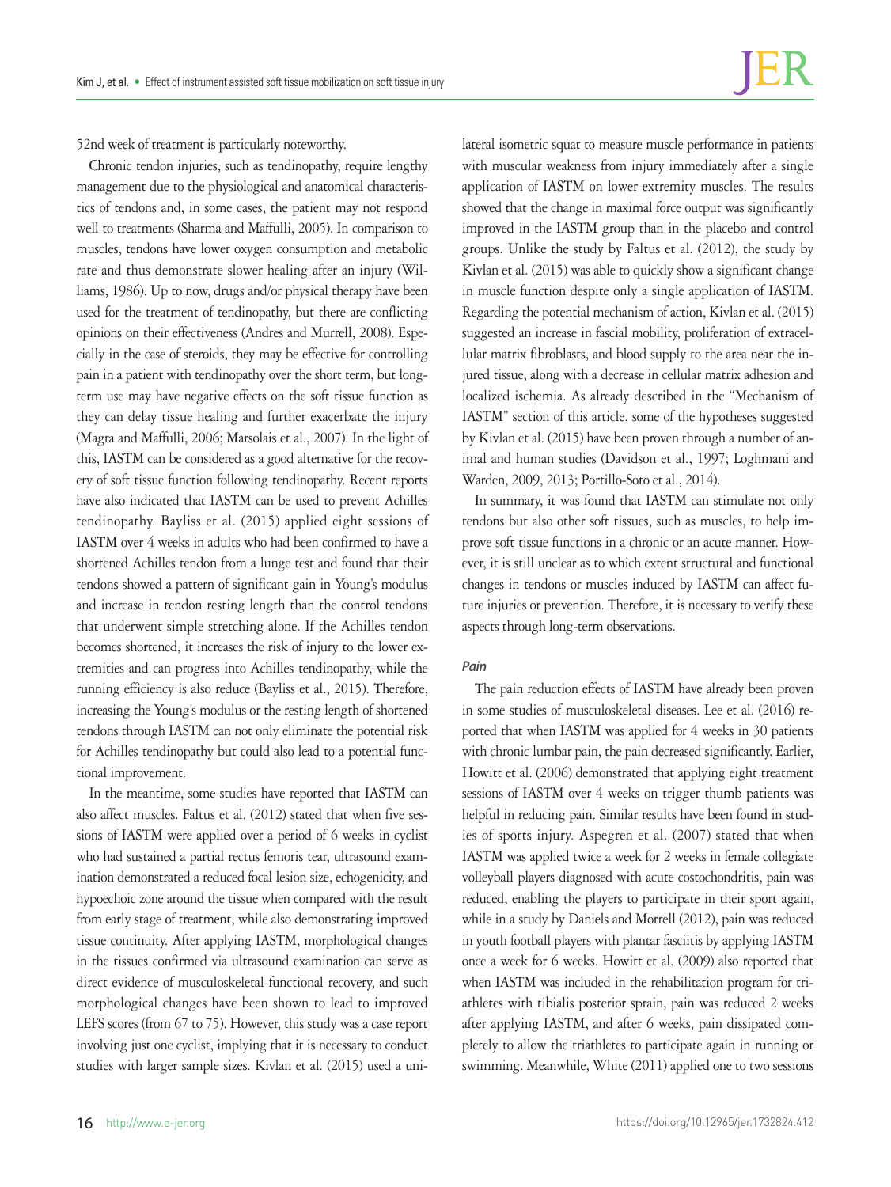52nd week of treatment is particularly noteworthy.

Chronic tendon injuries, such as tendinopathy, require lengthy management due to the physiological and anatomical characteristics of tendons and, in some cases, the patient may not respond well to treatments (Sharma and Maffulli, 2005). In comparison to muscles, tendons have lower oxygen consumption and metabolic rate and thus demonstrate slower healing after an injury (Williams, 1986). Up to now, drugs and/or physical therapy have been used for the treatment of tendinopathy, but there are conflicting opinions on their effectiveness (Andres and Murrell, 2008). Especially in the case of steroids, they may be effective for controlling pain in a patient with tendinopathy over the short term, but long-term use may have negative effects on the soft tissue function as they can delay tissue healing and further exacerbate the injury (Magra and Maffulli, 2006; Marsolais et al., 2007). In the light of this, IASTM can be considered as a good alternative for the recovery of soft tissue function following tendinopathy. Recent reports have also indicated that IASTM can be used to prevent Achilles tendinopathy. Bayliss et al. (2015) applied eight sessions of IASTM over 4 weeks in adults who had been confirmed to have a shortened Achilles tendon from a lunge test and found that their tendons showed a pattern of significant gain in Young's modulus and increase in tendon resting length than the control tendons that underwent simple stretching alone. If the Achilles tendon becomes shortened, it increases the risk of injury to the lower extremities and can progress into Achilles tendinopathy, while the running efficiency is also reduce (Bayliss et al., 2015). Therefore, increasing the Young's modulus or the resting length of shortened tendons through IASTM can not only eliminate the potential risk for Achilles tendinopathy but could also lead to a potential functional improvement.

In the meantime, some studies have reported that IASTM can also affect muscles. Faltus et al. (2012) stated that when five sessions of IASTM were applied over a period of 6 weeks in cyclist who had sustained a partial rectus femoris tear, ultrasound examination demonstrated a reduced focal lesion size, echogenicity, and hypoechoic zone around the tissue when compared with the result from early stage of treatment, while also demonstrating improved tissue continuity. After applying IASTM, morphological changes in the tissues confirmed via ultrasound examination can serve as direct evidence of musculoskeletal functional recovery, and such morphological changes have been shown to lead to improved LEFS scores (from 67 to 75). However, this study was a case report involving just one cyclist, implying that it is necessary to conduct studies with larger sample sizes. Kivlan et al. (2015) used a unilateral isometric squat to measure muscle performance in patients with muscular weakness from injury immediately after a single application of IASTM on lower extremity muscles. The results showed that the change in maximal force output was significantly improved in the IASTM group than in the placebo and control groups. Unlike the study by Faltus et al. (2012), the study by Kivlan et al. (2015) was able to quickly show a significant change in muscle function despite only a single application of IASTM. Regarding the potential mechanism of action, Kivlan et al. (2015) suggested an increase in fascial mobility, proliferation of extracellular matrix fibroblasts, and blood supply to the area near the injured tissue, along with a decrease in cellular matrix adhesion and localized ischemia. As already described in the "Mechanism of IASTM" section of this article, some of the hypotheses suggested by Kivlan et al. (2015) have been proven through a number of animal and human studies (Davidson et al., 1997; Loghmani and Warden, 2009, 2013; Portillo-Soto et al., 2014).

In summary, it was found that IASTM can stimulate not only tendons but also other soft tissues, such as muscles, to help improve soft tissue functions in a chronic or an acute manner. However, it is still unclear as to which extent structural and functional changes in tendons or muscles induced by IASTM can affect future injuries or prevention. Therefore, it is necessary to verify these aspects through long-term observations.

#### *Pain*

The pain reduction effects of IASTM have already been proven in some studies of musculoskeletal diseases. Lee et al. (2016) reported that when IASTM was applied for 4 weeks in 30 patients with chronic lumbar pain, the pain decreased significantly. Earlier, Howitt et al. (2006) demonstrated that applying eight treatment sessions of IASTM over 4 weeks on trigger thumb patients was helpful in reducing pain. Similar results have been found in studies of sports injury. Aspegren et al. (2007) stated that when IASTM was applied twice a week for 2 weeks in female collegiate volleyball players diagnosed with acute costochondritis, pain was reduced, enabling the players to participate in their sport again, while in a study by Daniels and Morrell (2012), pain was reduced in youth football players with plantar fasciitis by applying IASTM once a week for 6 weeks. Howitt et al. (2009) also reported that when IASTM was included in the rehabilitation program for triathletes with tibialis posterior sprain, pain was reduced 2 weeks after applying IASTM, and after 6 weeks, pain dissipated completely to allow the triathletes to participate again in running or swimming. Meanwhile, White (2011) applied one to two sessions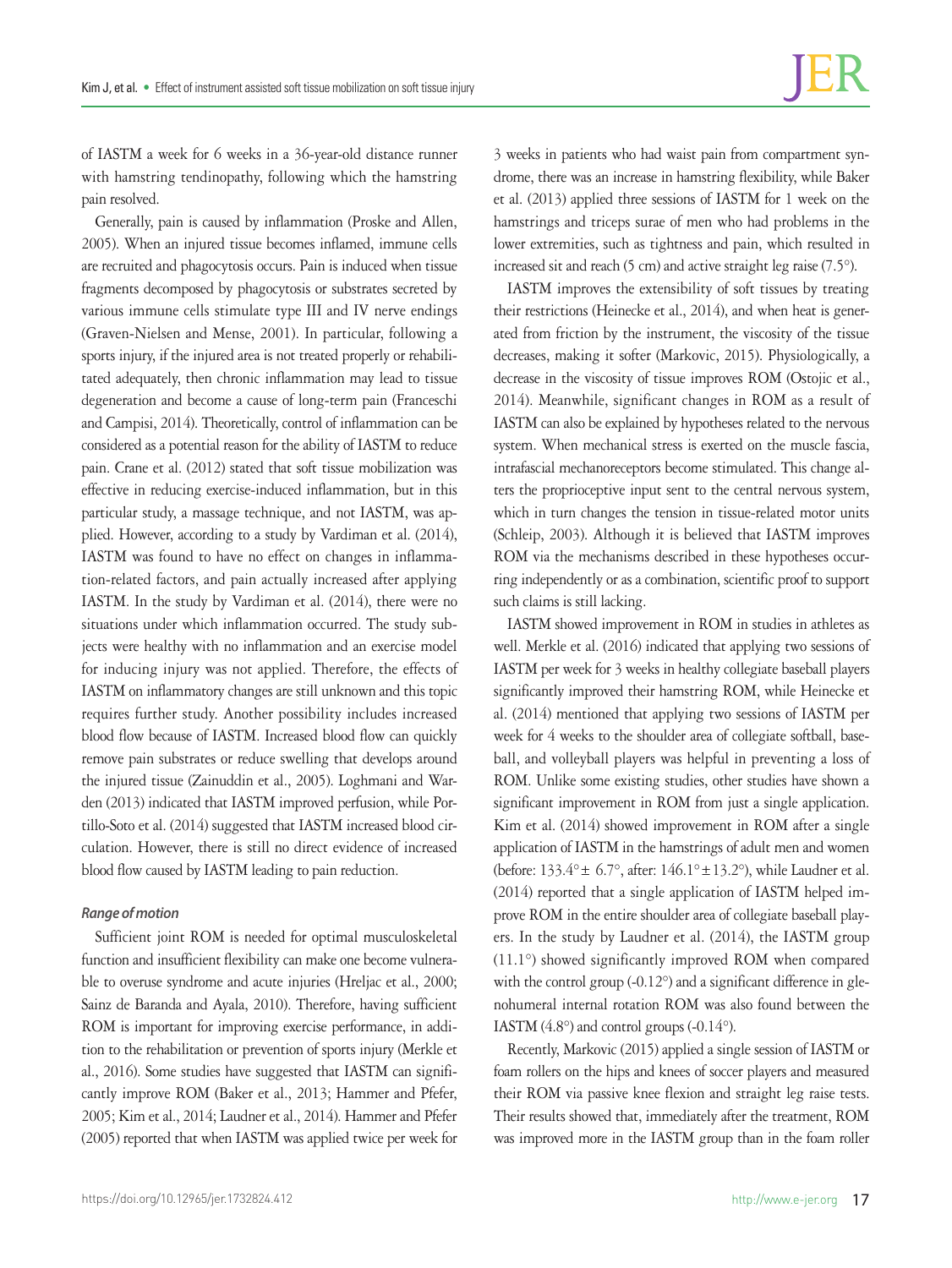of IASTM a week for 6 weeks in a 36-year-old distance runner with hamstring tendinopathy, following which the hamstring pain resolved.

Generally, pain is caused by inflammation (Proske and Allen, 2005). When an injured tissue becomes inflamed, immune cells are recruited and phagocytosis occurs. Pain is induced when tissue fragments decomposed by phagocytosis or substrates secreted by various immune cells stimulate type III and IV nerve endings (Graven-Nielsen and Mense, 2001). In particular, following a sports injury, if the injured area is not treated properly or rehabilitated adequately, then chronic inflammation may lead to tissue degeneration and become a cause of long-term pain (Franceschi and Campisi, 2014). Theoretically, control of inflammation can be considered as a potential reason for the ability of IASTM to reduce pain. Crane et al. (2012) stated that soft tissue mobilization was effective in reducing exercise-induced inflammation, but in this particular study, a massage technique, and not IASTM, was applied. However, according to a study by Vardiman et al. (2014), IASTM was found to have no effect on changes in inflammation-related factors, and pain actually increased after applying IASTM. In the study by Vardiman et al. (2014), there were no situations under which inflammation occurred. The study subjects were healthy with no inflammation and an exercise model for inducing injury was not applied. Therefore, the effects of IASTM on inflammatory changes are still unknown and this topic requires further study. Another possibility includes increased blood flow because of IASTM. Increased blood flow can quickly remove pain substrates or reduce swelling that develops around the injured tissue (Zainuddin et al., 2005). Loghmani and Warden (2013) indicated that IASTM improved perfusion, while Portillo-Soto et al. (2014) suggested that IASTM increased blood circulation. However, there is still no direct evidence of increased blood flow caused by IASTM leading to pain reduction.

### *Range of motion*

Sufficient joint ROM is needed for optimal musculoskeletal function and insufficient flexibility can make one become vulnerable to overuse syndrome and acute injuries (Hreljac et al., 2000; Sainz de Baranda and Ayala, 2010). Therefore, having sufficient ROM is important for improving exercise performance, in addition to the rehabilitation or prevention of sports injury (Merkle et al., 2016). Some studies have suggested that IASTM can significantly improve ROM (Baker et al., 2013; Hammer and Pfefer, 2005; Kim et al., 2014; Laudner et al., 2014). Hammer and Pfefer (2005) reported that when IASTM was applied twice per week for 3 weeks in patients who had waist pain from compartment syndrome, there was an increase in hamstring flexibility, while Baker et al. (2013) applied three sessions of IASTM for 1 week on the hamstrings and triceps surae of men who had problems in the lower extremities, such as tightness and pain, which resulted in increased sit and reach (5 cm) and active straight leg raise (7.5°).

IASTM improves the extensibility of soft tissues by treating their restrictions (Heinecke et al., 2014), and when heat is generated from friction by the instrument, the viscosity of the tissue decreases, making it softer (Markovic, 2015). Physiologically, a decrease in the viscosity of tissue improves ROM (Ostojic et al., 2014). Meanwhile, significant changes in ROM as a result of IASTM can also be explained by hypotheses related to the nervous system. When mechanical stress is exerted on the muscle fascia, intrafascial mechanoreceptors become stimulated. This change alters the proprioceptive input sent to the central nervous system, which in turn changes the tension in tissue-related motor units (Schleip, 2003). Although it is believed that IASTM improves ROM via the mechanisms described in these hypotheses occurring independently or as a combination, scientific proof to support such claims is still lacking.

IASTM showed improvement in ROM in studies in athletes as well. Merkle et al. (2016) indicated that applying two sessions of IASTM per week for 3 weeks in healthy collegiate baseball players significantly improved their hamstring ROM, while Heinecke et al. (2014) mentioned that applying two sessions of IASTM per week for 4 weeks to the shoulder area of collegiate softball, baseball, and volleyball players was helpful in preventing a loss of ROM. Unlike some existing studies, other studies have shown a significant improvement in ROM from just a single application. Kim et al. (2014) showed improvement in ROM after a single application of IASTM in the hamstrings of adult men and women (before: 133.4°± 6.7°, after: 146.1°±13.2°), while Laudner et al. (2014) reported that a single application of IASTM helped improve ROM in the entire shoulder area of collegiate baseball players. In the study by Laudner et al. (2014), the IASTM group (11.1°) showed significantly improved ROM when compared with the control group (-0.12°) and a significant difference in glenohumeral internal rotation ROM was also found between the IASTM (4.8°) and control groups (-0.14°).

Recently, Markovic (2015) applied a single session of IASTM or foam rollers on the hips and knees of soccer players and measured their ROM via passive knee flexion and straight leg raise tests. Their results showed that, immediately after the treatment, ROM was improved more in the IASTM group than in the foam roller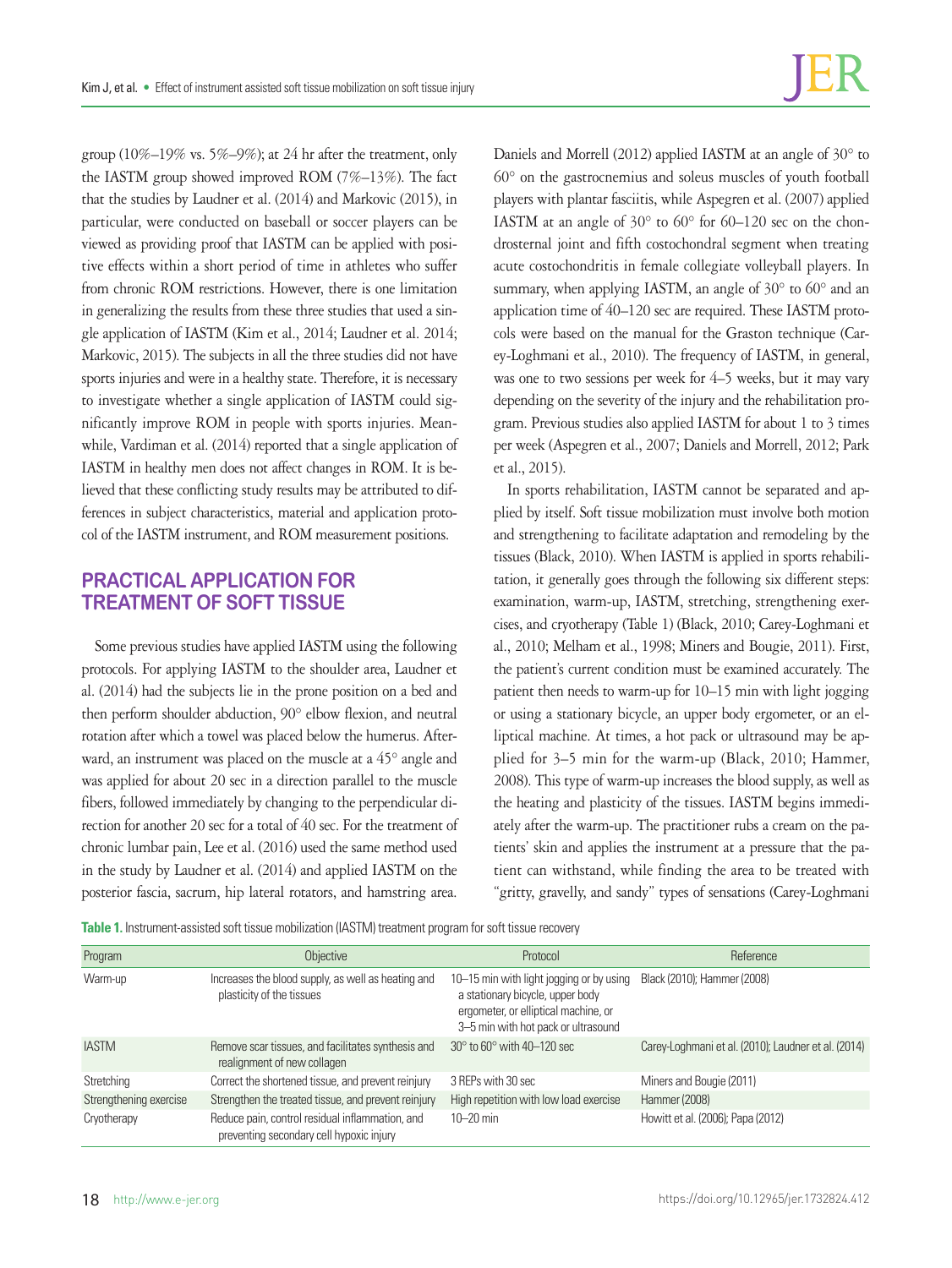group (10%–19% vs. 5%–9%); at 24 hr after the treatment, only the IASTM group showed improved ROM (7%–13%). The fact that the studies by Laudner et al. (2014) and Markovic (2015), in particular, were conducted on baseball or soccer players can be viewed as providing proof that IASTM can be applied with positive effects within a short period of time in athletes who suffer from chronic ROM restrictions. However, there is one limitation in generalizing the results from these three studies that used a single application of IASTM (Kim et al., 2014; Laudner et al. 2014; Markovic, 2015). The subjects in all the three studies did not have sports injuries and were in a healthy state. Therefore, it is necessary to investigate whether a single application of IASTM could significantly improve ROM in people with sports injuries. Meanwhile, Vardiman et al. (2014) reported that a single application of IASTM in healthy men does not affect changes in ROM. It is believed that these conflicting study results may be attributed to differences in subject characteristics, material and application protocol of the IASTM instrument, and ROM measurement positions.

## PRACTICAL APPLICATION FOR TREATMENT OF SOFT TISSUE

Some previous studies have applied IASTM using the following protocols. For applying IASTM to the shoulder area, Laudner et al. (2014) had the subjects lie in the prone position on a bed and then perform shoulder abduction, 90° elbow flexion, and neutral rotation after which a towel was placed below the humerus. Afterward, an instrument was placed on the muscle at a 45° angle and was applied for about 20 sec in a direction parallel to the muscle fibers, followed immediately by changing to the perpendicular direction for another 20 sec for a total of 40 sec. For the treatment of chronic lumbar pain, Lee et al. (2016) used the same method used in the study by Laudner et al. (2014) and applied IASTM on the posterior fascia, sacrum, hip lateral rotators, and hamstring area. Daniels and Morrell (2012) applied IASTM at an angle of 30° to 60° on the gastrocnemius and soleus muscles of youth football players with plantar fasciitis, while Aspegren et al. (2007) applied IASTM at an angle of 30° to 60° for 60–120 sec on the chondrosternal joint and fifth costochondral segment when treating acute costochondritis in female collegiate volleyball players. In summary, when applying IASTM, an angle of 30° to 60° and an application time of 40–120 sec are required. These IASTM protocols were based on the manual for the Graston technique (Carey-Loghmani et al., 2010). The frequency of IASTM, in general, was one to two sessions per week for 4–5 weeks, but it may vary depending on the severity of the injury and the rehabilitation program. Previous studies also applied IASTM for about 1 to 3 times per week (Aspegren et al., 2007; Daniels and Morrell, 2012; Park et al., 2015).

In sports rehabilitation, IASTM cannot be separated and applied by itself. Soft tissue mobilization must involve both motion and strengthening to facilitate adaptation and remodeling by the tissues (Black, 2010). When IASTM is applied in sports rehabilitation, it generally goes through the following six different steps: examination, warm-up, IASTM, stretching, strengthening exercises, and cryotherapy (Table 1) (Black, 2010; Carey-Loghmani et al., 2010; Melham et al., 1998; Miners and Bougie, 2011). First, the patient's current condition must be examined accurately. The patient then needs to warm-up for 10–15 min with light jogging or using a stationary bicycle, an upper body ergometer, or an elliptical machine. At times, a hot pack or ultrasound may be applied for 3–5 min for the warm-up (Black, 2010; Hammer, 2008). This type of warm-up increases the blood supply, as well as the heating and plasticity of the tissues. IASTM begins immediately after the warm-up. The practitioner rubs a cream on the patients' skin and applies the instrument at a pressure that the patient can withstand, while finding the area to be treated with "gritty, gravelly, and sandy" types of sensations (Carey-Loghmani

**Table 1.** Instrument-assisted soft tissue mobilization (IASTM) treatment program for soft tissue recovery

| Program | Objective | Protocol | Reference |
|---|---|---|---|
| Warm-up | Increases the blood supply, as well as heating and plasticity of the tissues | 10–15 min with light jogging or by using a stationary bicycle, upper body ergometer, or elliptical machine, or 3–5 min with hot pack or ultrasound | Black (2010); Hammer (2008) |
| IASTM | Remove scar tissues, and facilitates synthesis and realignment of new collagen | 30° to 60° with 40–120 sec | Carey-Loghmani et al. (2010); Laudner et al. (2014) |
| Stretching | Correct the shortened tissue, and prevent reinjury | 3 REPs with 30 sec | Miners and Bougie (2011) |
| Strengthening exercise | Strengthen the treated tissue, and prevent reinjury | High repetition with low load exercise | Hammer (2008) |
| Cryotherapy | Reduce pain, control residual inflammation, and preventing secondary cell hypoxic injury | 10–20 min | Howitt et al. (2006); Papa (2012) |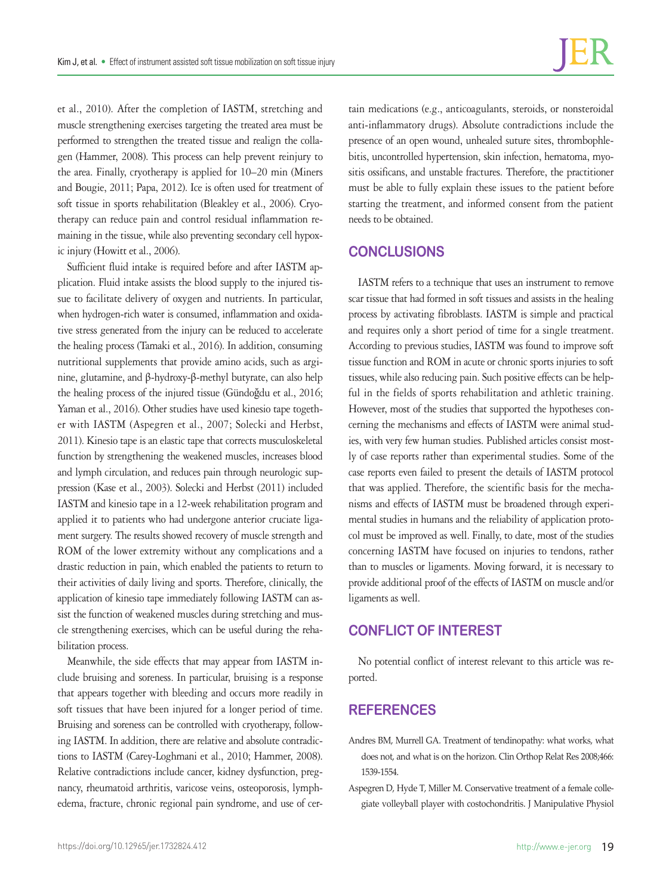et al., 2010). After the completion of IASTM, stretching and muscle strengthening exercises targeting the treated area must be performed to strengthen the treated tissue and realign the collagen (Hammer, 2008). This process can help prevent reinjury to the area. Finally, cryotherapy is applied for 10–20 min (Miners and Bougie, 2011; Papa, 2012). Ice is often used for treatment of soft tissue in sports rehabilitation (Bleakley et al., 2006). Cryotherapy can reduce pain and control residual inflammation remaining in the tissue, while also preventing secondary cell hypoxic injury (Howitt et al., 2006).

Sufficient fluid intake is required before and after IASTM application. Fluid intake assists the blood supply to the injured tissue to facilitate delivery of oxygen and nutrients. In particular, when hydrogen-rich water is consumed, inflammation and oxidative stress generated from the injury can be reduced to accelerate the healing process (Tamaki et al., 2016). In addition, consuming nutritional supplements that provide amino acids, such as arginine, glutamine, and β-hydroxy-β-methyl butyrate, can also help the healing process of the injured tissue (Gündoğdu et al., 2016; Yaman et al., 2016). Other studies have used kinesio tape together with IASTM (Aspegren et al., 2007; Solecki and Herbst, 2011). Kinesio tape is an elastic tape that corrects musculoskeletal function by strengthening the weakened muscles, increases blood and lymph circulation, and reduces pain through neurologic suppression (Kase et al., 2003). Solecki and Herbst (2011) included IASTM and kinesio tape in a 12-week rehabilitation program and applied it to patients who had undergone anterior cruciate ligament surgery. The results showed recovery of muscle strength and ROM of the lower extremity without any complications and a drastic reduction in pain, which enabled the patients to return to their activities of daily living and sports. Therefore, clinically, the application of kinesio tape immediately following IASTM can assist the function of weakened muscles during stretching and muscle strengthening exercises, which can be useful during the rehabilitation process.

Meanwhile, the side effects that may appear from IASTM include bruising and soreness. In particular, bruising is a response that appears together with bleeding and occurs more readily in soft tissues that have been injured for a longer period of time. Bruising and soreness can be controlled with cryotherapy, following IASTM. In addition, there are relative and absolute contradictions to IASTM (Carey-Loghmani et al., 2010; Hammer, 2008). Relative contradictions include cancer, kidney dysfunction, pregnancy, rheumatoid arthritis, varicose veins, osteoporosis, lymphedema, fracture, chronic regional pain syndrome, and use of certain medications (e.g., anticoagulants, steroids, or nonsteroidal anti-inflammatory drugs). Absolute contradictions include the presence of an open wound, unhealed suture sites, thrombophlebitis, uncontrolled hypertension, skin infection, hematoma, myositis ossificans, and unstable fractures. Therefore, the practitioner must be able to fully explain these issues to the patient before starting the treatment, and informed consent from the patient needs to be obtained.

## CONCLUSIONS

IASTM refers to a technique that uses an instrument to remove scar tissue that had formed in soft tissues and assists in the healing process by activating fibroblasts. IASTM is simple and practical and requires only a short period of time for a single treatment. According to previous studies, IASTM was found to improve soft tissue function and ROM in acute or chronic sports injuries to soft tissues, while also reducing pain. Such positive effects can be helpful in the fields of sports rehabilitation and athletic training. However, most of the studies that supported the hypotheses concerning the mechanisms and effects of IASTM were animal studies, with very few human studies. Published articles consist mostly of case reports rather than experimental studies. Some of the case reports even failed to present the details of IASTM protocol that was applied. Therefore, the scientific basis for the mechanisms and effects of IASTM must be broadened through experimental studies in humans and the reliability of application protocol must be improved as well. Finally, to date, most of the studies concerning IASTM have focused on injuries to tendons, rather than to muscles or ligaments. Moving forward, it is necessary to provide additional proof of the effects of IASTM on muscle and/or ligaments as well.

## CONFLICT OF INTEREST

No potential conflict of interest relevant to this article was reported.

## REFERENCES

Andres BM, Murrell GA. Treatment of tendinopathy: what works, what does not, and what is on the horizon. Clin Orthop Relat Res 2008;466: 1539-1554.

Aspegren D, Hyde T, Miller M. Conservative treatment of a female collegiate volleyball player with costochondritis. J Manipulative Physiol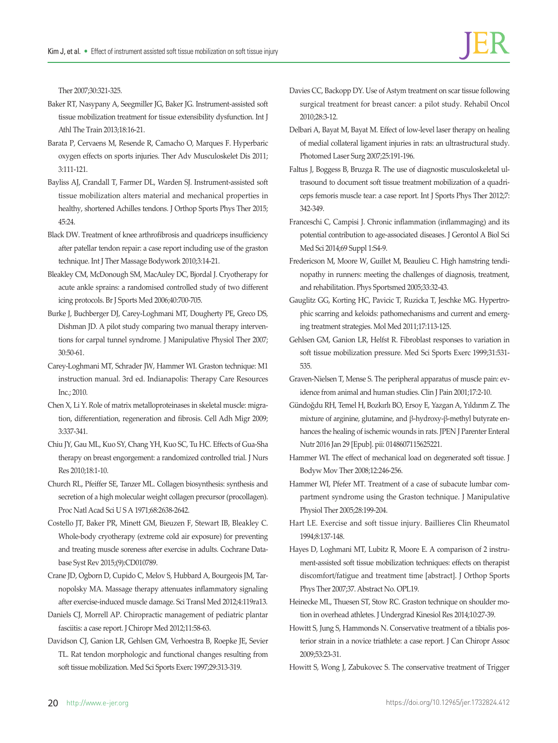Ther 2007;30:321-325.

Baker RT, Nasypany A, Seegmiller JG, Baker JG. Instrument-assisted soft tissue mobilization treatment for tissue extensibility dysfunction. Int J Athl The Train 2013;18:16-21.

Barata P, Cervaens M, Resende R, Camacho O, Marques F. Hyperbaric oxygen effects on sports injuries. Ther Adv Musculoskelet Dis 2011; 3:111-121.

Bayliss AJ, Crandall T, Farmer DL, Warden SJ. Instrument-assisted soft tissue mobilization alters material and mechanical properties in healthy, shortened Achilles tendons. J Orthop Sports Phys Ther 2015; 45:24.

Black DW. Treatment of knee arthrofibrosis and quadriceps insufficiency after patellar tendon repair: a case report including use of the graston technique. Int J Ther Massage Bodywork 2010;3:14-21.

Bleakley CM, McDonough SM, MacAuley DC, Bjordal J. Cryotherapy for acute ankle sprains: a randomised controlled study of two different icing protocols. Br J Sports Med 2006;40:700-705.

Burke J, Buchberger DJ, Carey-Loghmani MT, Dougherty PE, Greco DS, Dishman JD. A pilot study comparing two manual therapy interventions for carpal tunnel syndrome. J Manipulative Physiol Ther 2007; 30:50-61.

Carey-Loghmani MT, Schrader JW, Hammer WI. Graston technique: M1 instruction manual. 3rd ed. Indianapolis: Therapy Care Resources Inc.; 2010.

Chen X, Li Y. Role of matrix metalloproteinases in skeletal muscle: migration, differentiation, regeneration and fibrosis. Cell Adh Migr 2009; 3:337-341.

Chiu JY, Gau ML, Kuo SY, Chang YH, Kuo SC, Tu HC. Effects of Gua-Sha therapy on breast engorgement: a randomized controlled trial. J Nurs Res 2010;18:1-10.

Church RL, Pfeiffer SE, Tanzer ML. Collagen biosynthesis: synthesis and secretion of a high molecular weight collagen precursor (procollagen). Proc Natl Acad Sci U S A 1971;68:2638-2642.

Costello JT, Baker PR, Minett GM, Bieuzen F, Stewart IB, Bleakley C. Whole-body cryotherapy (extreme cold air exposure) for preventing and treating muscle soreness after exercise in adults. Cochrane Database Syst Rev 2015;(9):CD010789.

Crane JD, Ogborn D, Cupido C, Melov S, Hubbard A, Bourgeois JM, Tarnopolsky MA. Massage therapy attenuates inflammatory signaling after exercise-induced muscle damage. Sci Transl Med 2012;4:119ra13.

Daniels CJ, Morrell AP. Chiropractic management of pediatric plantar fasciitis: a case report. J Chiropr Med 2012;11:58-63.

Davidson CJ, Ganion LR, Gehlsen GM, Verhoestra B, Roepke JE, Sevier TL. Rat tendon morphologic and functional changes resulting from soft tissue mobilization. Med Sci Sports Exerc 1997;29:313-319.

Davies CC, Backopp DY. Use of Astym treatment on scar tissue following surgical treatment for breast cancer: a pilot study. Rehabil Oncol 2010;28:3-12.

Delbari A, Bayat M, Bayat M. Effect of low-level laser therapy on healing of medial collateral ligament injuries in rats: an ultrastructural study. Photomed Laser Surg 2007;25:191-196.

Faltus J, Boggess B, Bruzga R. The use of diagnostic musculoskeletal ultrasound to document soft tissue treatment mobilization of a quadriceps femoris muscle tear: a case report. Int J Sports Phys Ther 2012;7: 342-349.

Franceschi C, Campisi J. Chronic inflammation (inflammaging) and its potential contribution to age-associated diseases. J Gerontol A Biol Sci Med Sci 2014;69 Suppl 1:S4-9.

Fredericson M, Moore W, Guillet M, Beaulieu C. High hamstring tendinopathy in runners: meeting the challenges of diagnosis, treatment, and rehabilitation. Phys Sportsmed 2005;33:32-43.

Gauglitz GG, Korting HC, Pavicic T, Ruzicka T, Jeschke MG. Hypertrophic scarring and keloids: pathomechanisms and current and emerging treatment strategies. Mol Med 2011;17:113-125.

Gehlsen GM, Ganion LR, Helfst R. Fibroblast responses to variation in soft tissue mobilization pressure. Med Sci Sports Exerc 1999;31:531-535.

Graven-Nielsen T, Mense S. The peripheral apparatus of muscle pain: evidence from animal and human studies. Clin J Pain 2001;17:2-10.

Gündoğdu RH, Temel H, Bozkırlı BO, Ersoy E, Yazgan A, Yıldırım Z. The mixture of arginine, glutamine, and β-hydroxy-β-methyl butyrate enhances the healing of ischemic wounds in rats. JPEN J Parenter Enteral Nutr 2016 Jan 29 [Epub]. pii: 0148607115625221.

Hammer WI. The effect of mechanical load on degenerated soft tissue. J Bodyw Mov Ther 2008;12:246-256.

Hammer WI, Pfefer MT. Treatment of a case of subacute lumbar compartment syndrome using the Graston technique. J Manipulative Physiol Ther 2005;28:199-204.

Hart LE. Exercise and soft tissue injury. Baillieres Clin Rheumatol 1994;8:137-148.

Hayes D, Loghmani MT, Lubitz R, Moore E. A comparison of 2 instrument-assisted soft tissue mobilization techniques: effects on therapist discomfort/fatigue and treatment time [abstract]. J Orthop Sports Phys Ther 2007;37. Abstract No. OPL19.

Heinecke ML, Thuesen ST, Stow RC. Graston technique on shoulder motion in overhead athletes. J Undergrad Kinesiol Res 2014;10:27-39.

Howitt S, Jung S, Hammonds N. Conservative treatment of a tibialis posterior strain in a novice triathlete: a case report. J Can Chiropr Assoc 2009;53:23-31.

Howitt S, Wong J, Zabukovec S. The conservative treatment of Trigger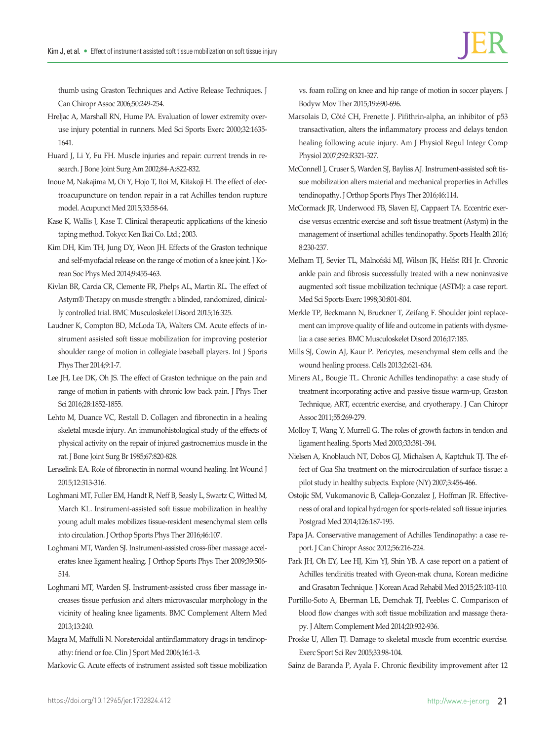thumb using Graston Techniques and Active Release Techniques. J Can Chiropr Assoc 2006;50:249-254.

Hreljac A, Marshall RN, Hume PA. Evaluation of lower extremity overuse injury potential in runners. Med Sci Sports Exerc 2000;32:1635-1641.

Huard J, Li Y, Fu FH. Muscle injuries and repair: current trends in research. J Bone Joint Surg Am 2002;84-A:822-832.

Inoue M, Nakajima M, Oi Y, Hojo T, Itoi M, Kitakoji H. The effect of electroacupuncture on tendon repair in a rat Achilles tendon rupture model. Acupunct Med 2015;33:58-64.

Kase K, Wallis J, Kase T. Clinical therapeutic applications of the kinesio taping method. Tokyo: Ken Ikai Co. Ltd.; 2003.

Kim DH, Kim TH, Jung DY, Weon JH. Effects of the Graston technique and self-myofacial release on the range of motion of a knee joint. J Korean Soc Phys Med 2014;9:455-463.

Kivlan BR, Carcia CR, Clemente FR, Phelps AL, Martin RL. The effect of Astym® Therapy on muscle strength: a blinded, randomized, clinically controlled trial. BMC Musculoskelet Disord 2015;16:325.

Laudner K, Compton BD, McLoda TA, Walters CM. Acute effects of instrument assisted soft tissue mobilization for improving posterior shoulder range of motion in collegiate baseball players. Int J Sports Phys Ther 2014;9:1-7.

Lee JH, Lee DK, Oh JS. The effect of Graston technique on the pain and range of motion in patients with chronic low back pain. J Phys Ther Sci 2016;28:1852-1855.

Lehto M, Duance VC, Restall D. Collagen and fibronectin in a healing skeletal muscle injury. An immunohistological study of the effects of physical activity on the repair of injured gastrocnemius muscle in the rat. J Bone Joint Surg Br 1985;67:820-828.

Lenselink EA. Role of fibronectin in normal wound healing. Int Wound J 2015;12:313-316.

Loghmani MT, Fuller EM, Handt R, Neff B, Seasly L, Swartz C, Witted M, March KL. Instrument-assisted soft tissue mobilization in healthy young adult males mobilizes tissue-resident mesenchymal stem cells into circulation. J Orthop Sports Phys Ther 2016;46:107.

Loghmani MT, Warden SJ. Instrument-assisted cross-fiber massage accelerates knee ligament healing. J Orthop Sports Phys Ther 2009;39:506-514.

Loghmani MT, Warden SJ. Instrument-assisted cross fiber massage increases tissue perfusion and alters microvascular morphology in the vicinity of healing knee ligaments. BMC Complement Altern Med 2013;13:240.

Magra M, Maffulli N. Nonsteroidal antiinflammatory drugs in tendinopathy: friend or foe. Clin J Sport Med 2006;16:1-3.

Markovic G. Acute effects of instrument assisted soft tissue mobilization vs. foam rolling on knee and hip range of motion in soccer players. J Bodyw Mov Ther 2015;19:690-696.

Marsolais D, Côté CH, Frenette J. Pifithrin-alpha, an inhibitor of p53 transactivation, alters the inflammatory process and delays tendon healing following acute injury. Am J Physiol Regul Integr Comp Physiol 2007;292:R321-327.

McConnell J, Cruser S, Warden SJ, Bayliss AJ. Instrument-assisted soft tissue mobilization alters material and mechanical properties in Achilles tendinopathy. J Orthop Sports Phys Ther 2016;46:114.

McCormack JR, Underwood FB, Slaven EJ, Cappaert TA. Eccentric exercise versus eccentric exercise and soft tissue treatment (Astym) in the management of insertional achilles tendinopathy. Sports Health 2016; 8:230-237.

Melham TJ, Sevier TL, Malnofski MJ, Wilson JK, Helfst RH Jr. Chronic ankle pain and fibrosis successfully treated with a new noninvasive augmented soft tissue mobilization technique (ASTM): a case report. Med Sci Sports Exerc 1998;30:801-804.

Merkle TP, Beckmann N, Bruckner T, Zeifang F. Shoulder joint replacement can improve quality of life and outcome in patients with dysmelia: a case series. BMC Musculoskelet Disord 2016;17:185.

Mills SJ, Cowin AJ, Kaur P. Pericytes, mesenchymal stem cells and the wound healing process. Cells 2013;2:621-634.

Miners AL, Bougie TL. Chronic Achilles tendinopathy: a case study of treatment incorporating active and passive tissue warm-up, Graston Technique, ART, eccentric exercise, and cryotherapy. J Can Chiropr Assoc 2011;55:269-279.

Molloy T, Wang Y, Murrell G. The roles of growth factors in tendon and ligament healing. Sports Med 2003;33:381-394.

Nielsen A, Knoblauch NT, Dobos GJ, Michalsen A, Kaptchuk TJ. The effect of Gua Sha treatment on the microcirculation of surface tissue: a pilot study in healthy subjects. Explore (NY) 2007;3:456-466.

Ostojic SM, Vukomanovic B, Calleja-Gonzalez J, Hoffman JR. Effectiveness of oral and topical hydrogen for sports-related soft tissue injuries. Postgrad Med 2014;126:187-195.

Papa JA. Conservative management of Achilles Tendinopathy: a case report. J Can Chiropr Assoc 2012;56:216-224.

Park JH, Oh EY, Lee HJ, Kim YJ, Shin YB. A case report on a patient of Achilles tendinitis treated with Gyeon-mak chuna, Korean medicine and Grasaton Technique. J Korean Acad Rehabil Med 2015;25:103-110.

Portillo-Soto A, Eberman LE, Demchak TJ, Peebles C. Comparison of blood flow changes with soft tissue mobilization and massage therapy. J Altern Complement Med 2014;20:932-936.

Proske U, Allen TJ. Damage to skeletal muscle from eccentric exercise. Exerc Sport Sci Rev 2005;33:98-104.

Sainz de Baranda P, Ayala F. Chronic flexibility improvement after 12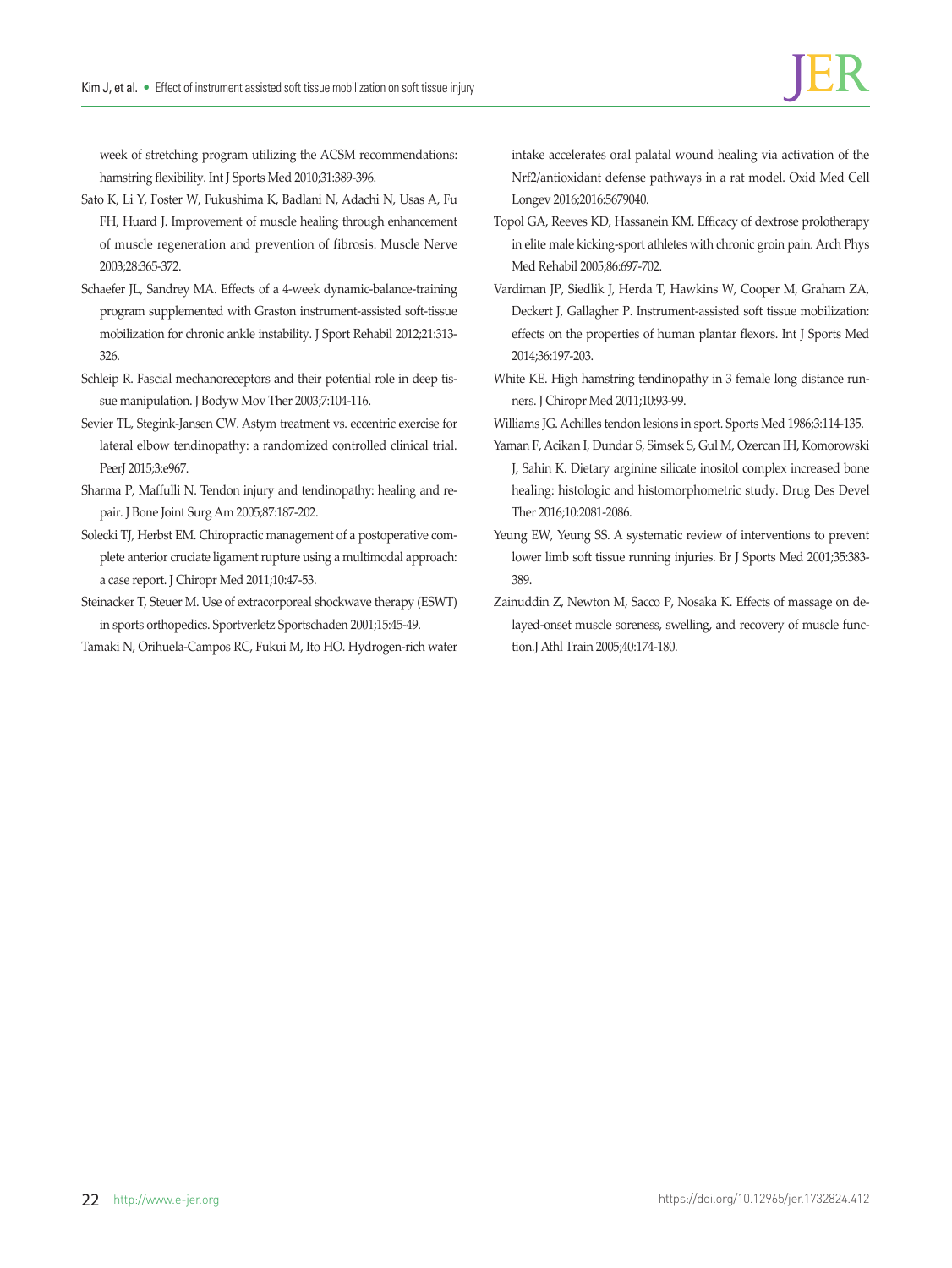week of stretching program utilizing the ACSM recommendations: hamstring flexibility. Int J Sports Med 2010;31:389-396.

Sato K, Li Y, Foster W, Fukushima K, Badlani N, Adachi N, Usas A, Fu FH, Huard J. Improvement of muscle healing through enhancement of muscle regeneration and prevention of fibrosis. Muscle Nerve 2003;28:365-372.

Schaefer JL, Sandrey MA. Effects of a 4-week dynamic-balance-training program supplemented with Graston instrument-assisted soft-tissue mobilization for chronic ankle instability. J Sport Rehabil 2012;21:313-326.

Schleip R. Fascial mechanoreceptors and their potential role in deep tissue manipulation. J Bodyw Mov Ther 2003;7:104-116.

Sevier TL, Stegink-Jansen CW. Astym treatment vs. eccentric exercise for lateral elbow tendinopathy: a randomized controlled clinical trial. PeerJ 2015;3:e967.

Sharma P, Maffulli N. Tendon injury and tendinopathy: healing and repair. J Bone Joint Surg Am 2005;87:187-202.

Solecki TJ, Herbst EM. Chiropractic management of a postoperative complete anterior cruciate ligament rupture using a multimodal approach: a case report. J Chiropr Med 2011;10:47-53.

Steinacker T, Steuer M. Use of extracorporeal shockwave therapy (ESWT) in sports orthopedics. Sportverletz Sportschaden 2001;15:45-49.

Tamaki N, Orihuela-Campos RC, Fukui M, Ito HO. Hydrogen-rich water intake accelerates oral palatal wound healing via activation of the Nrf2/antioxidant defense pathways in a rat model. Oxid Med Cell Longev 2016;2016:5679040.

Topol GA, Reeves KD, Hassanein KM. Efficacy of dextrose prolotherapy in elite male kicking-sport athletes with chronic groin pain. Arch Phys Med Rehabil 2005;86:697-702.

Vardiman JP, Siedlik J, Herda T, Hawkins W, Cooper M, Graham ZA, Deckert J, Gallagher P. Instrument-assisted soft tissue mobilization: effects on the properties of human plantar flexors. Int J Sports Med 2014;36:197-203.

White KE. High hamstring tendinopathy in 3 female long distance runners. J Chiropr Med 2011;10:93-99.

Williams JG. Achilles tendon lesions in sport. Sports Med 1986;3:114-135.

Yaman F, Acikan I, Dundar S, Simsek S, Gul M, Ozercan IH, Komorowski J, Sahin K. Dietary arginine silicate inositol complex increased bone healing: histologic and histomorphometric study. Drug Des Devel Ther 2016;10:2081-2086.

Yeung EW, Yeung SS. A systematic review of interventions to prevent lower limb soft tissue running injuries. Br J Sports Med 2001;35:383-389.

Zainuddin Z, Newton M, Sacco P, Nosaka K. Effects of massage on delayed-onset muscle soreness, swelling, and recovery of muscle function.J Athl Train 2005;40:174-180.